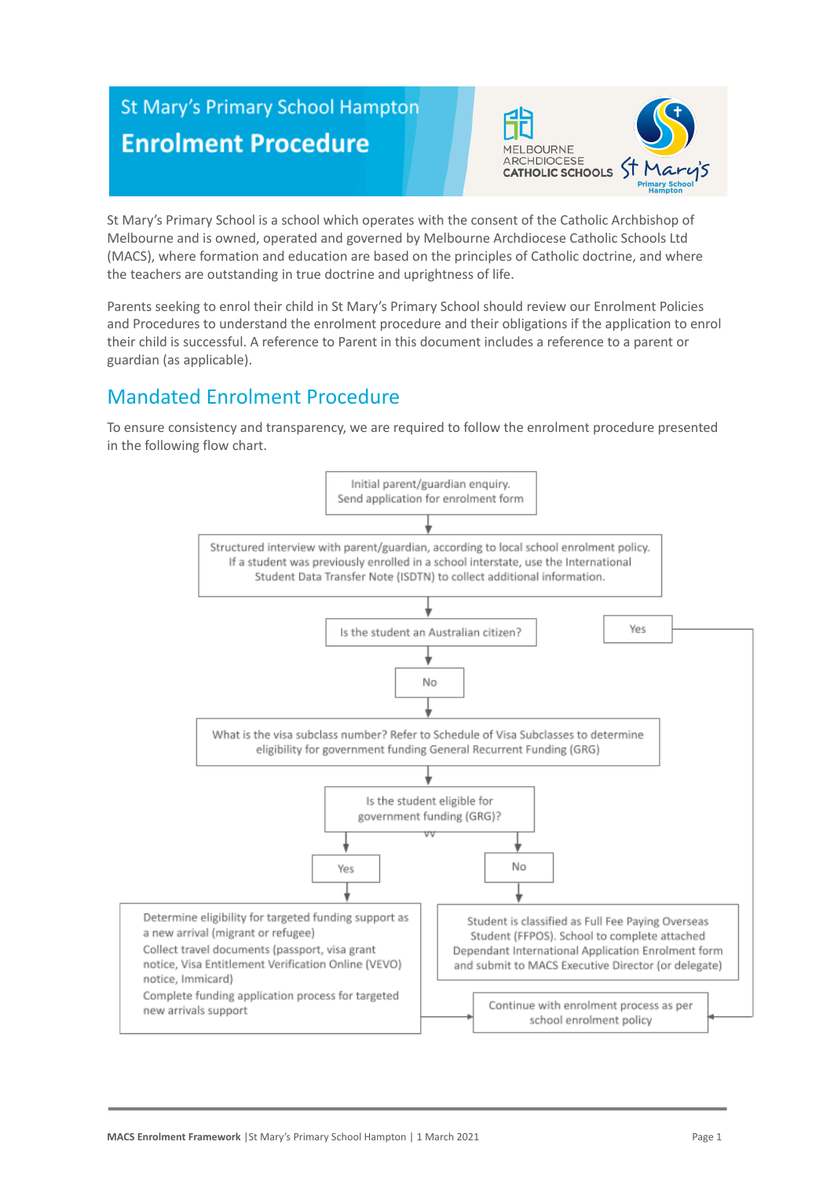# St Mary's Primary School Hampton

# Enrolment Procedure

St Mary's Primary School is a school which operates with the consent of the Catholic Archbishop of Melbourne and is owned, operated and governed by Melbourne Archdiocese Catholic Schools Ltd (MACS), where formation and education are based on the principles of Catholic doctrine, and where the teachers are outstanding in true doctrine and uprightness of life.

Parents seeking to enrol their child in St Mary's Primary School should review our Enrolment Policies and Procedures to understand the enrolment procedure and their obligations if the application to enrol their child is successful. A reference to Parent in this document includes a reference to a parent or guardian (as applicable).

## Mandated Enrolment Procedure

To ensure consistency and transparency, we are required to follow the enrolment procedure presented in the following flow chart.

Initial parent/guardian enquiry. Send application for enrolment form

↓

Structured interview with parent/guardian, according to local school enrolment policy. If a student was previously enrolled in a school interstate, use the International Student Data Transfer Note (ISDTN) to collect additional information.

↓

Is the student an Australian citizen?

- **Yes** → Continue with enrolment process as per school enrolment policy
- **No** ↓

What is the visa subclass number? Refer to Schedule of Visa Subclasses to determine eligibility for government funding General Recurrent Funding (GRG)

↓

Is the student eligible for government funding (GRG)?

- **Yes** → Determine eligibility for targeted funding support as a new arrival (migrant or refugee)
  Collect travel documents (passport, visa grant notice, Visa Entitlement Verification Online (VEVO) notice, Immicard)
  Complete funding application process for targeted new arrivals support
  → Continue with enrolment process as per school enrolment policy
- **No** → Student is classified as Full Fee Paying Overseas Student (FFPOS). School to complete attached Dependant International Application Enrolment form and submit to MACS Executive Director (or delegate)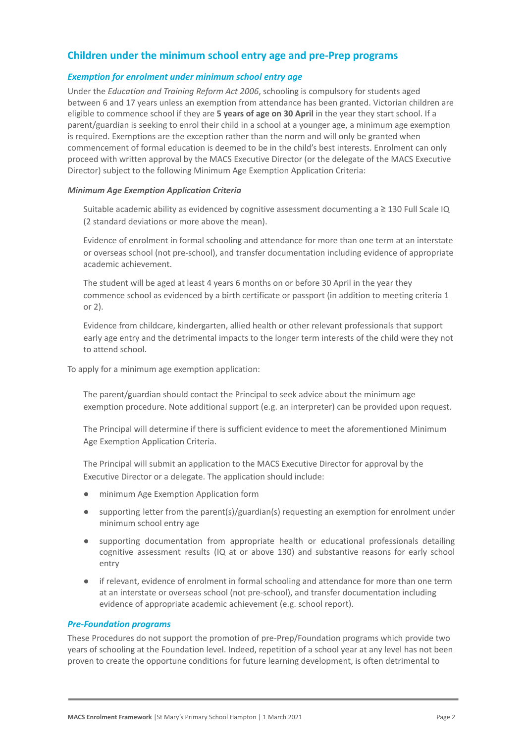## Children under the minimum school entry age and pre-Prep programs

### *Exemption for enrolment under minimum school entry age*

Under the *Education and Training Reform Act 2006*, schooling is compulsory for students aged between 6 and 17 years unless an exemption from attendance has been granted. Victorian children are eligible to commence school if they are **5 years of age on 30 April** in the year they start school. If a parent/guardian is seeking to enrol their child in a school at a younger age, a minimum age exemption is required. Exemptions are the exception rather than the norm and will only be granted when commencement of formal education is deemed to be in the child's best interests. Enrolment can only proceed with written approval by the MACS Executive Director (or the delegate of the MACS Executive Director) subject to the following Minimum Age Exemption Application Criteria:

***Minimum Age Exemption Application Criteria***

Suitable academic ability as evidenced by cognitive assessment documenting a ≥ 130 Full Scale IQ (2 standard deviations or more above the mean).

Evidence of enrolment in formal schooling and attendance for more than one term at an interstate or overseas school (not pre-school), and transfer documentation including evidence of appropriate academic achievement.

The student will be aged at least 4 years 6 months on or before 30 April in the year they commence school as evidenced by a birth certificate or passport (in addition to meeting criteria 1 or 2).

Evidence from childcare, kindergarten, allied health or other relevant professionals that support early age entry and the detrimental impacts to the longer term interests of the child were they not to attend school.

To apply for a minimum age exemption application:

The parent/guardian should contact the Principal to seek advice about the minimum age exemption procedure. Note additional support (e.g. an interpreter) can be provided upon request.

The Principal will determine if there is sufficient evidence to meet the aforementioned Minimum Age Exemption Application Criteria.

The Principal will submit an application to the MACS Executive Director for approval by the Executive Director or a delegate. The application should include:

- minimum Age Exemption Application form
- supporting letter from the parent(s)/guardian(s) requesting an exemption for enrolment under minimum school entry age
- supporting documentation from appropriate health or educational professionals detailing cognitive assessment results (IQ at or above 130) and substantive reasons for early school entry
- if relevant, evidence of enrolment in formal schooling and attendance for more than one term at an interstate or overseas school (not pre-school), and transfer documentation including evidence of appropriate academic achievement (e.g. school report).

### *Pre-Foundation programs*

These Procedures do not support the promotion of pre-Prep/Foundation programs which provide two years of schooling at the Foundation level. Indeed, repetition of a school year at any level has not been proven to create the opportune conditions for future learning development, is often detrimental to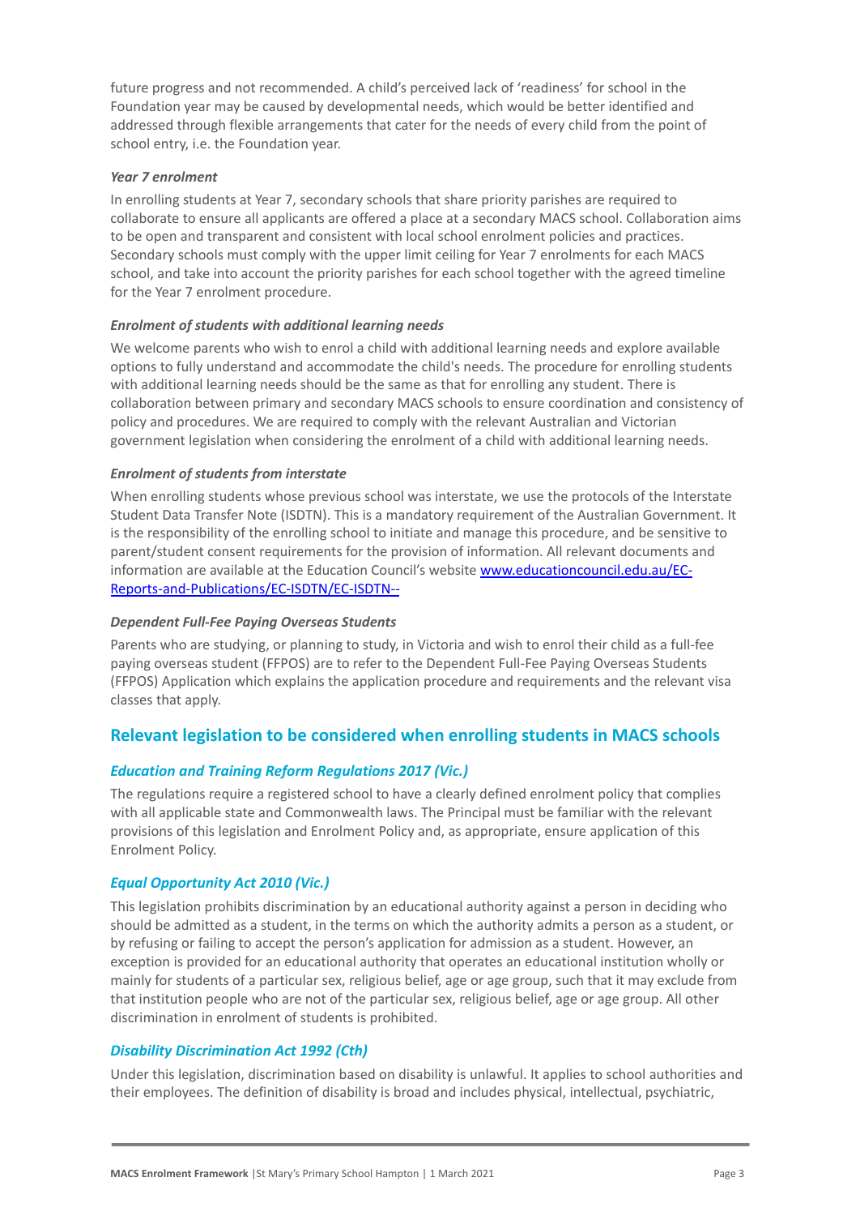future progress and not recommended. A child's perceived lack of 'readiness' for school in the Foundation year may be caused by developmental needs, which would be better identified and addressed through flexible arrangements that cater for the needs of every child from the point of school entry, i.e. the Foundation year.

#### *Year 7 enrolment*

In enrolling students at Year 7, secondary schools that share priority parishes are required to collaborate to ensure all applicants are offered a place at a secondary MACS school. Collaboration aims to be open and transparent and consistent with local school enrolment policies and practices. Secondary schools must comply with the upper limit ceiling for Year 7 enrolments for each MACS school, and take into account the priority parishes for each school together with the agreed timeline for the Year 7 enrolment procedure.

#### *Enrolment of students with additional learning needs*

We welcome parents who wish to enrol a child with additional learning needs and explore available options to fully understand and accommodate the child's needs. The procedure for enrolling students with additional learning needs should be the same as that for enrolling any student. There is collaboration between primary and secondary MACS schools to ensure coordination and consistency of policy and procedures. We are required to comply with the relevant Australian and Victorian government legislation when considering the enrolment of a child with additional learning needs.

#### *Enrolment of students from interstate*

When enrolling students whose previous school was interstate, we use the protocols of the Interstate Student Data Transfer Note (ISDTN). This is a mandatory requirement of the Australian Government. It is the responsibility of the enrolling school to initiate and manage this procedure, and be sensitive to parent/student consent requirements for the provision of information. All relevant documents and information are available at the Education Council's website [www.educationcouncil.edu.au/EC-Reports-and-Publications/EC-ISDTN/EC-ISDTN--](www.educationcouncil.edu.au/EC-Reports-and-Publications/EC-ISDTN/EC-ISDTN--)

#### *Dependent Full-Fee Paying Overseas Students*

Parents who are studying, or planning to study, in Victoria and wish to enrol their child as a full-fee paying overseas student (FFPOS) are to refer to the Dependent Full-Fee Paying Overseas Students (FFPOS) Application which explains the application procedure and requirements and the relevant visa classes that apply.

## Relevant legislation to be considered when enrolling students in MACS schools

### *Education and Training Reform Regulations 2017 (Vic.)*

The regulations require a registered school to have a clearly defined enrolment policy that complies with all applicable state and Commonwealth laws. The Principal must be familiar with the relevant provisions of this legislation and Enrolment Policy and, as appropriate, ensure application of this Enrolment Policy.

### *Equal Opportunity Act 2010 (Vic.)*

This legislation prohibits discrimination by an educational authority against a person in deciding who should be admitted as a student, in the terms on which the authority admits a person as a student, or by refusing or failing to accept the person's application for admission as a student. However, an exception is provided for an educational authority that operates an educational institution wholly or mainly for students of a particular sex, religious belief, age or age group, such that it may exclude from that institution people who are not of the particular sex, religious belief, age or age group. All other discrimination in enrolment of students is prohibited.

### *Disability Discrimination Act 1992 (Cth)*

Under this legislation, discrimination based on disability is unlawful. It applies to school authorities and their employees. The definition of disability is broad and includes physical, intellectual, psychiatric,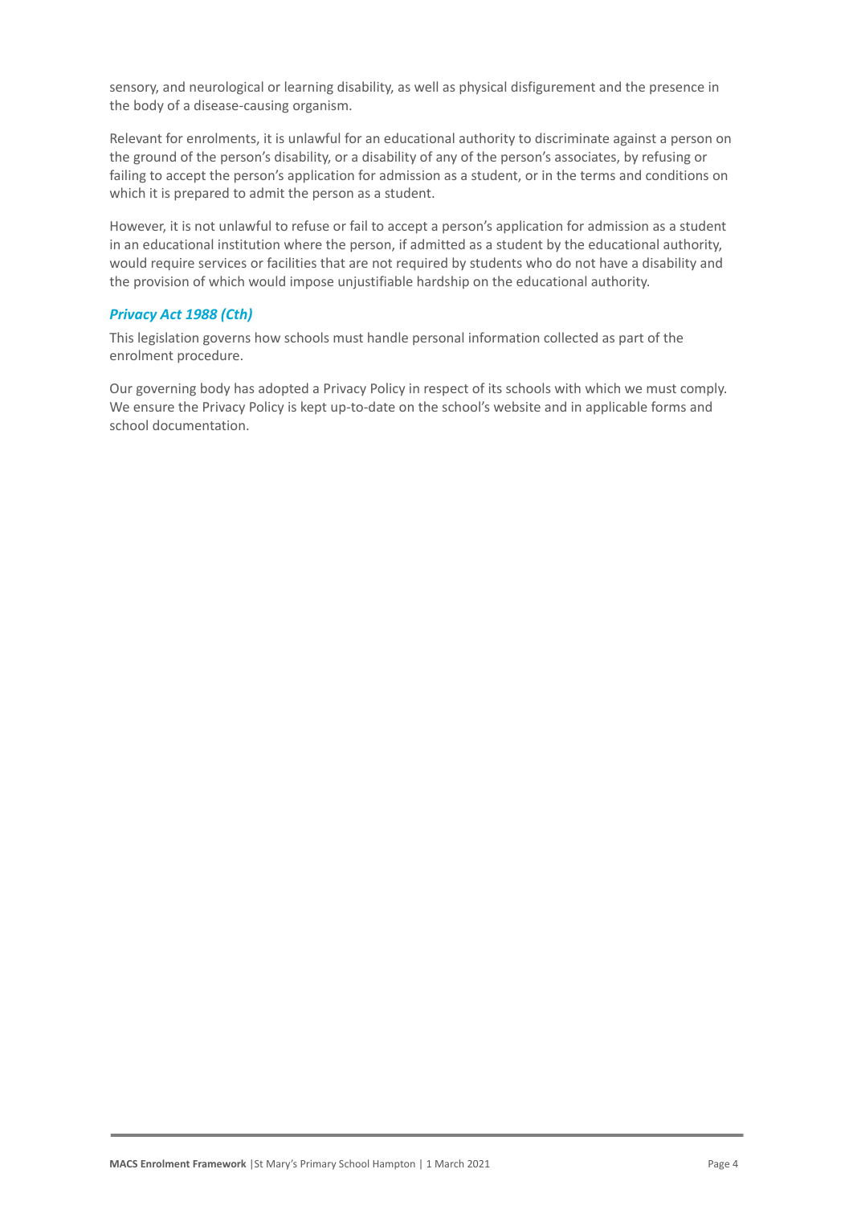sensory, and neurological or learning disability, as well as physical disfigurement and the presence in the body of a disease-causing organism.

Relevant for enrolments, it is unlawful for an educational authority to discriminate against a person on the ground of the person's disability, or a disability of any of the person's associates, by refusing or failing to accept the person's application for admission as a student, or in the terms and conditions on which it is prepared to admit the person as a student.

However, it is not unlawful to refuse or fail to accept a person's application for admission as a student in an educational institution where the person, if admitted as a student by the educational authority, would require services or facilities that are not required by students who do not have a disability and the provision of which would impose unjustifiable hardship on the educational authority.

### *Privacy Act 1988 (Cth)*

This legislation governs how schools must handle personal information collected as part of the enrolment procedure.

Our governing body has adopted a Privacy Policy in respect of its schools with which we must comply. We ensure the Privacy Policy is kept up-to-date on the school's website and in applicable forms and school documentation.